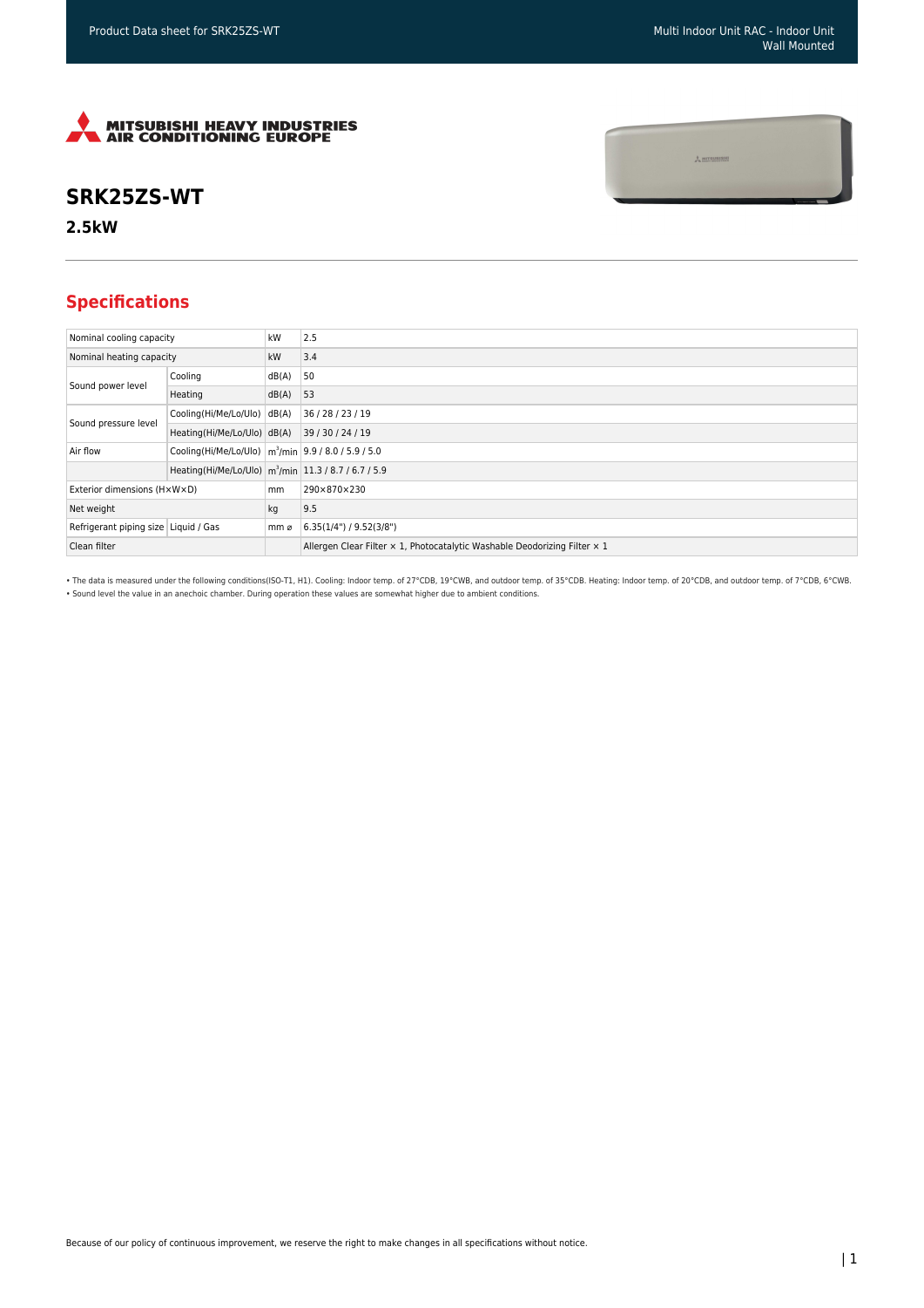# SRK25ZS-WT

**2.5kW**

## Specifications

| | | | |
|---|---|---|---|
| Nominal cooling capacity | | kW | 2.5 |
| Nominal heating capacity | | kW | 3.4 |
| Sound power level | Cooling | dB(A) | 50 |
| | Heating | dB(A) | 53 |
| Sound pressure level | Cooling(Hi/Me/Lo/Ulo) | dB(A) | 36 / 28 / 23 / 19 |
| | Heating(Hi/Me/Lo/Ulo) | dB(A) | 39 / 30 / 24 / 19 |
| Air flow | Cooling(Hi/Me/Lo/Ulo) | $m^3$/min | 9.9 / 8.0 / 5.9 / 5.0 |
| | Heating(Hi/Me/Lo/Ulo) | $m^3$/min | 11.3 / 8.7 / 6.7 / 5.9 |
| Exterior dimensions (H×W×D) | | mm | 290×870×230 |
| Net weight | | kg | 9.5 |
| Refrigerant piping size | Liquid / Gas | mm ø | 6.35(1/4") / 9.52(3/8") |
| Clean filter | | | Allergen Clear Filter × 1, Photocatalytic Washable Deodorizing Filter × 1 |

• The data is measured under the following conditions(ISO-T1, H1). Cooling: Indoor temp. of 27°CDB, 19°CWB, and outdoor temp. of 35°CDB. Heating: Indoor temp. of 20°CDB, and outdoor temp. of 7°CDB, 6°CWB.

• Sound level the value in an anechoic chamber. During operation these values are somewhat higher due to ambient conditions.

Because of our policy of continuous improvement, we reserve the right to make changes in all specifications without notice.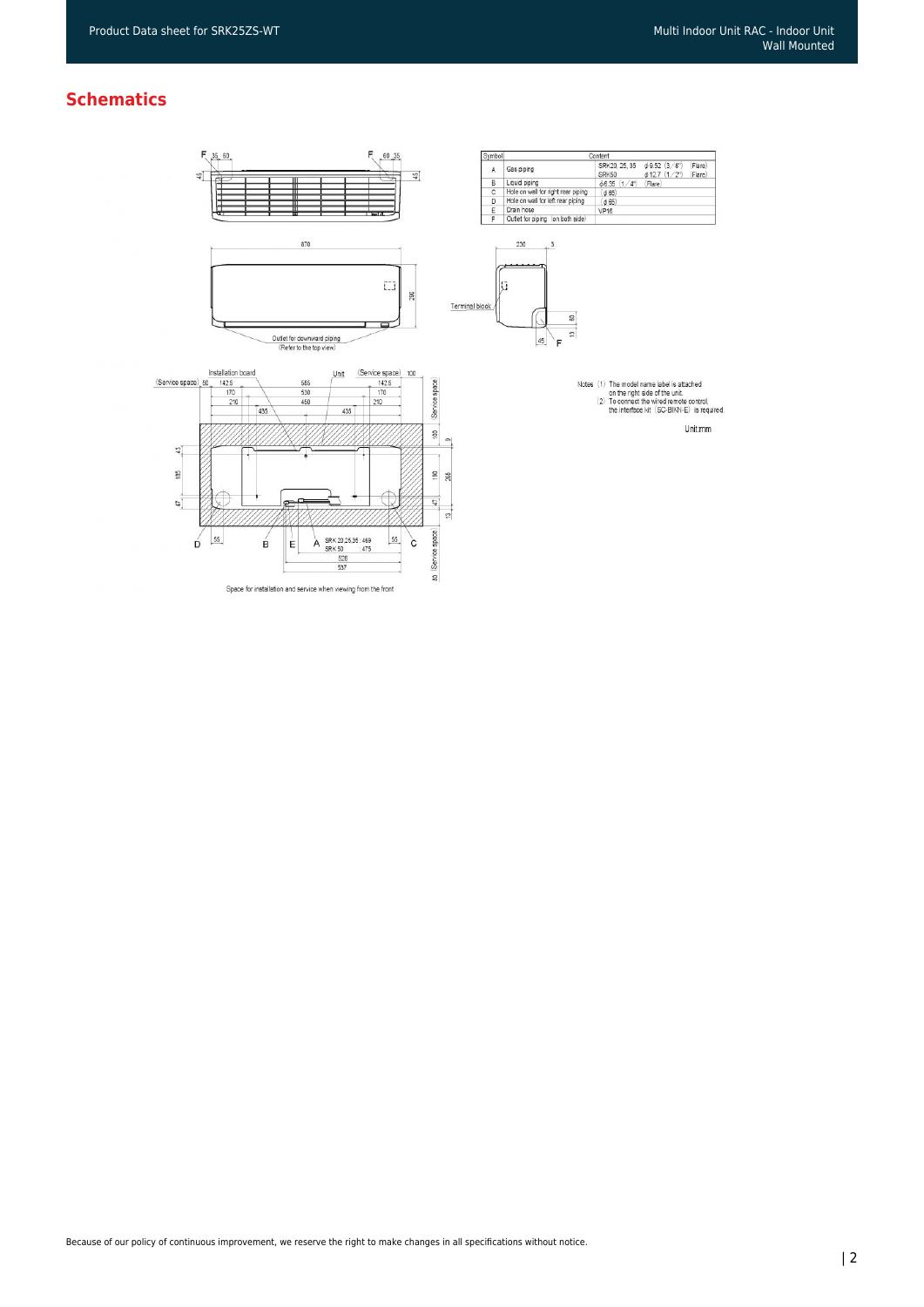## Schematics

| Symbol | Content | | |
|---|---|---|---|
| A | Gas piping | SRK20, 25, 35 | φ9.52 (3/8") (Flare) |
| | | SRK50 | φ12.7 (1/2") (Flare) |
| B | Liquid piping | φ6.35 (1/4") (Flare) | |
| C | Hole on wall for right rear piping | (φ65) | |
| D | Hole on wall for left rear piping | (φ65) | |
| E | Drain hose | VP16 | |
| F | Outlet for piping (on both side) | | |

F 35 60

F 60 35

45

870

290

Outlet for downward piping
(Refer to the top view)

230

5

Terminal block

60

13

45

F

Installation board

Unit

(Service space) 60

(Service space) 100

142.5

585

142.5

170

530

170

210

450

210

435

435

43

185

47

100

9

190

268

47

13

55

55

D

B

E

A

SRK 20,25,35 : 469

SRK 50 : 475

C

526

537

80 (Service space)

(Service space)

Space for installation and service when viewing from the front

Notes (1) The model name label is attached on the right side of the unit.
(2) To connect the wired remote control, the interface kit (SC-BIKN-E) is required.

Unit:mm

Because of our policy of continuous improvement, we reserve the right to make changes in all specifications without notice.